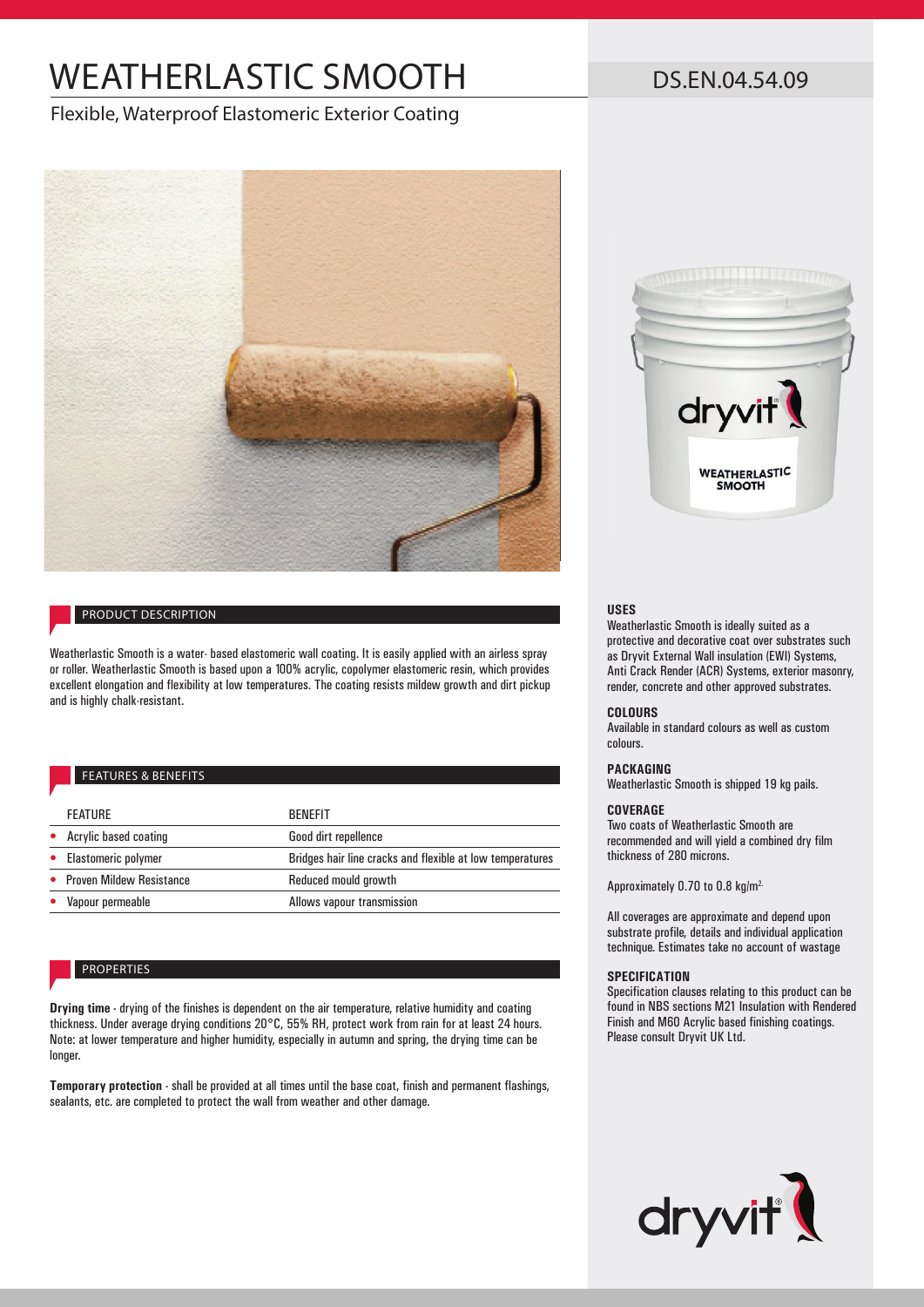# WEATHERLASTIC SMOOTH

DS.EN.04.54.09

## Flexible, Waterproof Elastomeric Exterior Coating

## PRODUCT DESCRIPTION

Weatherlastic Smooth is a water- based elastomeric wall coating. It is easily applied with an airless spray or roller. Weatherlastic Smooth is based upon a 100% acrylic, copolymer elastomeric resin, which provides excellent elongation and flexibility at low temperatures. The coating resists mildew growth and dirt pickup and is highly chalk-resistant.

## FEATURES & BENEFITS

| FEATURE | BENEFIT |
| --- | --- |
| Acrylic based coating | Good dirt repellence |
| Elastomeric polymer | Bridges hair line cracks and flexible at low temperatures |
| Proven Mildew Resistance | Reduced mould growth |
| Vapour permeable | Allows vapour transmission |

## PROPERTIES

**Drying time** - drying of the finishes is dependent on the air temperature, relative humidity and coating thickness. Under average drying conditions 20°C, 55% RH, protect work from rain for at least 24 hours. Note: at lower temperature and higher humidity, especially in autumn and spring, the drying time can be longer.

**Temporary protection** - shall be provided at all times until the base coat, finish and permanent flashings, sealants, etc. are completed to protect the wall from weather and other damage.

### USES

Weatherlastic Smooth is ideally suited as a protective and decorative coat over substrates such as Dryvit External Wall insulation (EWI) Systems, Anti Crack Render (ACR) Systems, exterior masonry, render, concrete and other approved substrates.

### COLOURS

Available in standard colours as well as custom colours.

### PACKAGING

Weatherlastic Smooth is shipped 19 kg pails.

### COVERAGE

Two coats of Weatherlastic Smooth are recommended and will yield a combined dry film thickness of 280 microns.

Approximately 0.70 to 0.8 kg/m$^2$.

All coverages are approximate and depend upon substrate profile, details and individual application technique. Estimates take no account of wastage

### SPECIFICATION

Specification clauses relating to this product can be found in NBS sections M21 Insulation with Rendered Finish and M60 Acrylic based finishing coatings. Please consult Dryvit UK Ltd.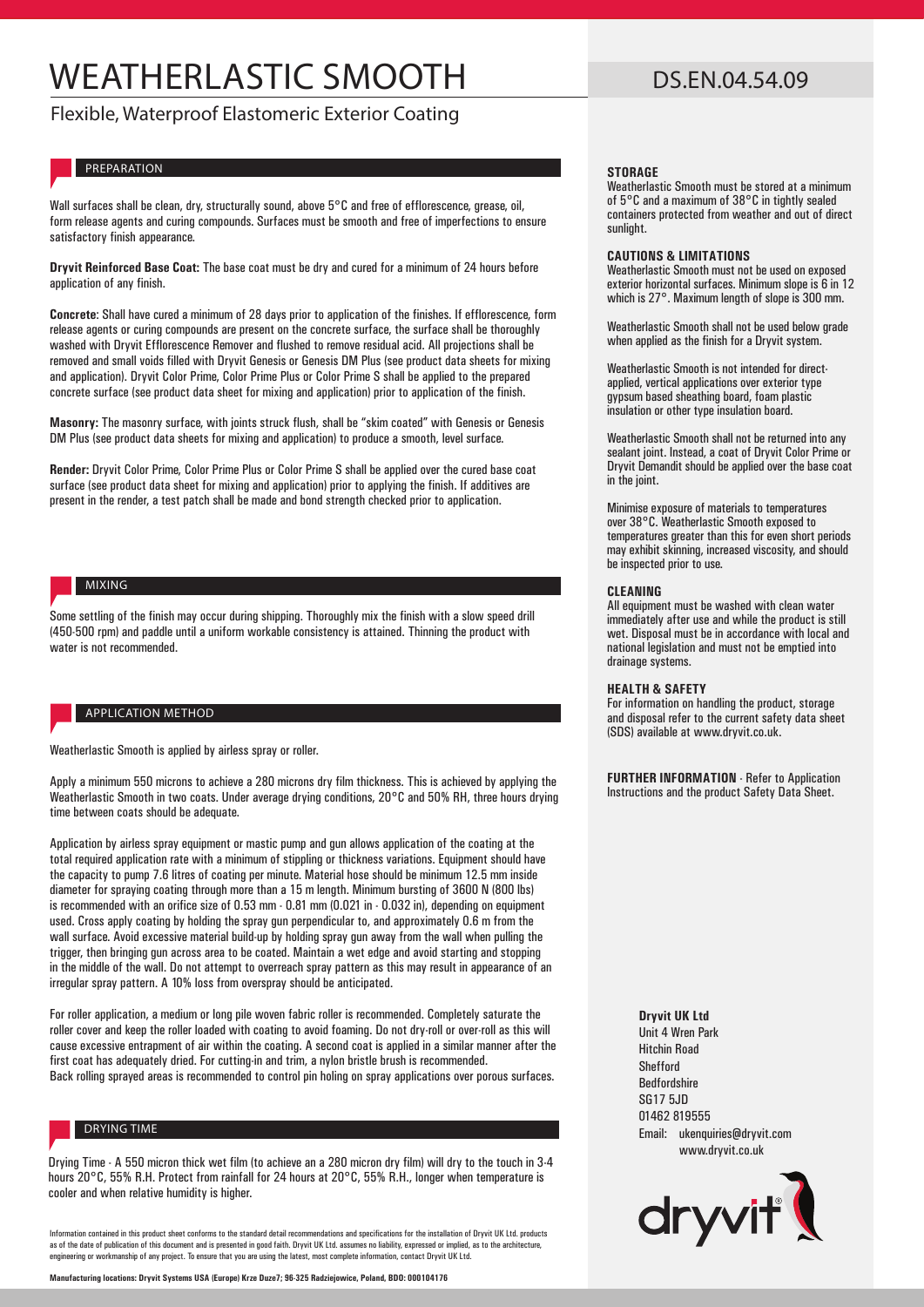# WEATHERLASTIC SMOOTH

## Flexible, Waterproof Elastomeric Exterior Coating

DS.EN.04.54.09

### PREPARATION

Wall surfaces shall be clean, dry, structurally sound, above 5°C and free of efflorescence, grease, oil, form release agents and curing compounds. Surfaces must be smooth and free of imperfections to ensure satisfactory finish appearance.

**Dryvit Reinforced Base Coat:** The base coat must be dry and cured for a minimum of 24 hours before application of any finish.

**Concrete**: Shall have cured a minimum of 28 days prior to application of the finishes. If efflorescence, form release agents or curing compounds are present on the concrete surface, the surface shall be thoroughly washed with Dryvit Efflorescence Remover and flushed to remove residual acid. All projections shall be removed and small voids filled with Dryvit Genesis or Genesis DM Plus (see product data sheets for mixing and application). Dryvit Color Prime, Color Prime Plus or Color Prime S shall be applied to the prepared concrete surface (see product data sheet for mixing and application) prior to application of the finish.

**Masonry:** The masonry surface, with joints struck flush, shall be "skim coated" with Genesis or Genesis DM Plus (see product data sheets for mixing and application) to produce a smooth, level surface.

**Render:** Dryvit Color Prime, Color Prime Plus or Color Prime S shall be applied over the cured base coat surface (see product data sheet for mixing and application) prior to applying the finish. If additives are present in the render, a test patch shall be made and bond strength checked prior to application.

### MIXING

Some settling of the finish may occur during shipping. Thoroughly mix the finish with a slow speed drill (450-500 rpm) and paddle until a uniform workable consistency is attained. Thinning the product with water is not recommended.

### APPLICATION METHOD

Weatherlastic Smooth is applied by airless spray or roller.

Apply a minimum 550 microns to achieve a 280 microns dry film thickness. This is achieved by applying the Weatherlastic Smooth in two coats. Under average drying conditions, 20°C and 50% RH, three hours drying time between coats should be adequate.

Application by airless spray equipment or mastic pump and gun allows application of the coating at the total required application rate with a minimum of stippling or thickness variations. Equipment should have the capacity to pump 7.6 litres of coating per minute. Material hose should be minimum 12.5 mm inside diameter for spraying coating through more than a 15 m length. Minimum bursting of 3600 N (800 lbs) is recommended with an orifice size of 0.53 mm - 0.81 mm (0.021 in - 0.032 in), depending on equipment used. Cross apply coating by holding the spray gun perpendicular to, and approximately 0.6 m from the wall surface. Avoid excessive material build-up by holding spray gun away from the wall when pulling the trigger, then bringing gun across area to be coated. Maintain a wet edge and avoid starting and stopping in the middle of the wall. Do not attempt to overreach spray pattern as this may result in appearance of an irregular spray pattern. A 10% loss from overspray should be anticipated.

For roller application, a medium or long pile woven fabric roller is recommended. Completely saturate the roller cover and keep the roller loaded with coating to avoid foaming. Do not dry-roll or over-roll as this will cause excessive entrapment of air within the coating. A second coat is applied in a similar manner after the first coat has adequately dried. For cutting-in and trim, a nylon bristle brush is recommended.
Back rolling sprayed areas is recommended to control pin holing on spray applications over porous surfaces.

### DRYING TIME

Drying Time - A 550 micron thick wet film (to achieve an a 280 micron dry film) will dry to the touch in 3-4 hours 20°C, 55% R.H. Protect from rainfall for 24 hours at 20°C, 55% R.H., longer when temperature is cooler and when relative humidity is higher.

Information contained in this product sheet conforms to the standard detail recommendations and specifications for the installation of Dryvit UK Ltd. products as of the date of publication of this document and is presented in good faith. Dryvit UK Ltd. assumes no liability, expressed or implied, as to the architecture, engineering or workmanship of any project. To ensure that you are using the latest, most complete information, contact Dryvit UK Ltd.

**Manufacturing locations: Dryvit Systems USA (Europe) Krze Duze7; 96-325 Radziejowice, Poland, BDO: 000104176**

#### STORAGE

Weatherlastic Smooth must be stored at a minimum of 5°C and a maximum of 38°C in tightly sealed containers protected from weather and out of direct sunlight.

#### CAUTIONS & LIMITATIONS

Weatherlastic Smooth must not be used on exposed exterior horizontal surfaces. Minimum slope is 6 in 12 which is 27°. Maximum length of slope is 300 mm.

Weatherlastic Smooth shall not be used below grade when applied as the finish for a Dryvit system.

Weatherlastic Smooth is not intended for direct-applied, vertical applications over exterior type gypsum based sheathing board, foam plastic insulation or other type insulation board.

Weatherlastic Smooth shall not be returned into any sealant joint. Instead, a coat of Dryvit Color Prime or Dryvit Demandit should be applied over the base coat in the joint.

Minimise exposure of materials to temperatures over 38°C. Weatherlastic Smooth exposed to temperatures greater than this for even short periods may exhibit skinning, increased viscosity, and should be inspected prior to use.

#### CLEANING

All equipment must be washed with clean water immediately after use and while the product is still wet. Disposal must be in accordance with local and national legislation and must not be emptied into drainage systems.

#### HEALTH & SAFETY

For information on handling the product, storage and disposal refer to the current safety data sheet (SDS) available at www.dryvit.co.uk.

**FURTHER INFORMATION** - Refer to Application Instructions and the product Safety Data Sheet.

**Dryvit UK Ltd**
Unit 4 Wren Park
Hitchin Road
Shefford
Bedfordshire
SG17 5JD
01462 819555
Email: ukenquiries@dryvit.com
www.dryvit.co.uk

dryvit®